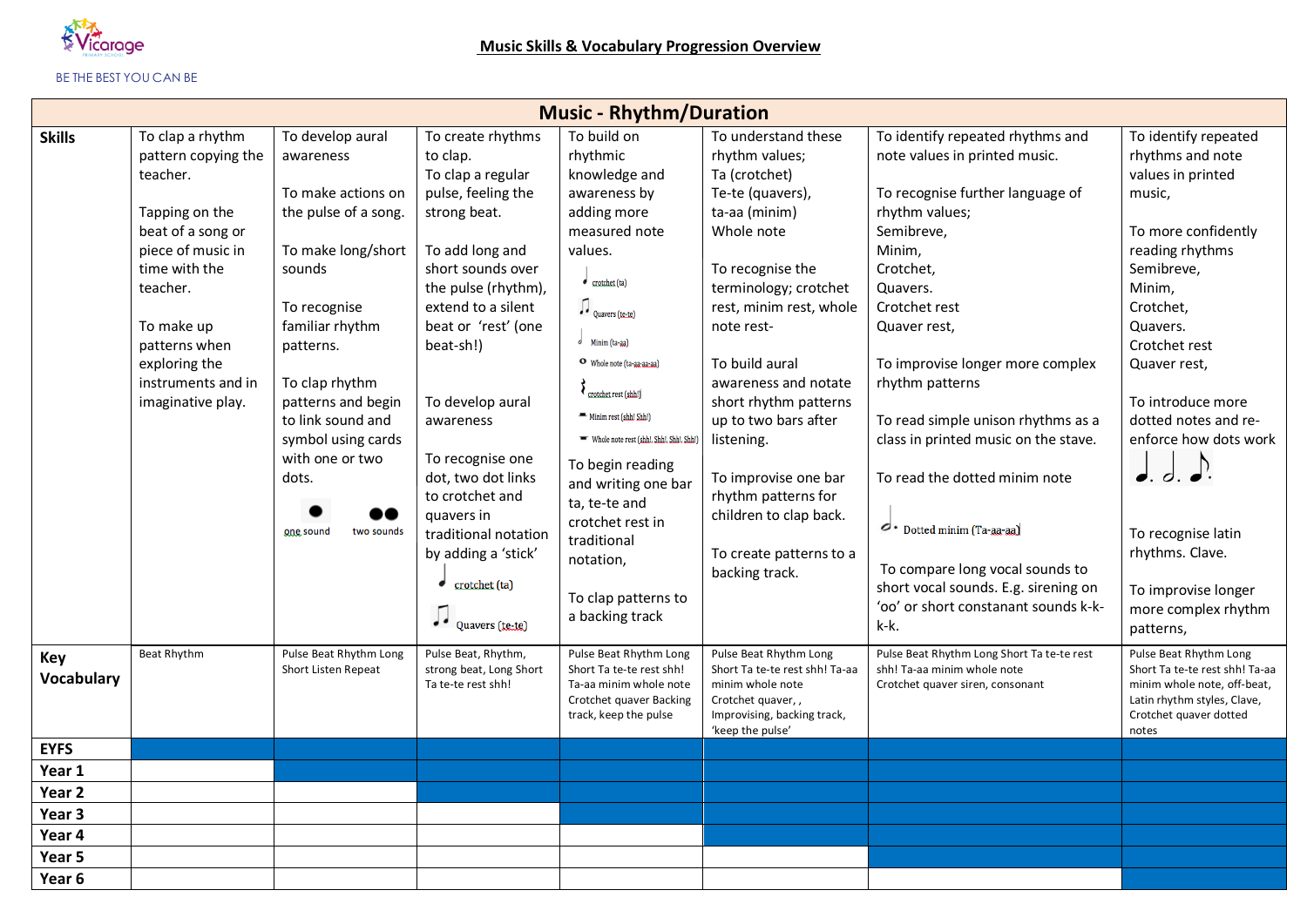BE THE BEST YOU CAN BE

## Music Skills & Vocabulary Progression Overview

| Music - Rhythm/Duration | | | | | | | |
|---|---|---|---|---|---|---|---|
| **Skills** | To clap a rhythm pattern copying the teacher.<br><br>Tapping on the beat of a song or piece of music in time with the teacher.<br><br>To make up patterns when exploring the instruments and in imaginative play. | To develop aural awareness<br><br>To make actions on the pulse of a song.<br><br>To make long/short sounds<br><br>To recognise familiar rhythm patterns.<br><br>To clap rhythm patterns and begin to link sound and symbol using cards with one or two dots.<br><br>one sound two sounds | To create rhythms to clap.<br>To clap a regular pulse, feeling the strong beat.<br><br>To add long and short sounds over the pulse (rhythm), extend to a silent beat or 'rest' (one beat-sh!)<br><br>To develop aural awareness<br><br>To recognise one dot, two dot links to crotchet and quavers in traditional notation by adding a 'stick'<br><br>crotchet (ta)<br>Quavers (te-te) | To build on rhythmic knowledge and awareness by adding more measured note values.<br><br>crotchet (ta)<br>Quavers (te-te)<br>Minim (ta-aa)<br>Whole note (ta-aa-aa-aa)<br>crotchet rest (shh!)<br>Minim rest (shh! Shh!)<br>Whole note rest (shh!, Shh!, Shh!, Shh!)<br><br>To begin reading and writing one bar ta, te-te and crotchet rest in traditional notation,<br><br>To clap patterns to a backing track | To understand these rhythm values;<br>Ta (crotchet)<br>Te-te (quavers),<br>ta-aa (minim)<br>Whole note<br><br>To recognise the terminology; crotchet rest, minim rest, whole note rest-<br><br>To build aural awareness and notate short rhythm patterns up to two bars after listening.<br><br>To improvise one bar rhythm patterns for children to clap back.<br><br>To create patterns to a backing track. | To identify repeated rhythms and note values in printed music.<br><br>To recognise further language of rhythm values;<br>Semibreve,<br>Minim,<br>Crotchet,<br>Quavers.<br>Crotchet rest<br>Quaver rest,<br><br>To improvise longer more complex rhythm patterns<br><br>To read simple unison rhythms as a class in printed music on the stave.<br><br>To read the dotted minim note<br><br>Dotted minim (Ta-aa-aa)<br><br>To compare long vocal sounds to short vocal sounds. E.g. sirening on 'oo' or short constantant sounds k-k-k-k. | To identify repeated rhythms and note values in printed music,<br><br>To more confidently reading rhythms<br>Semibreve,<br>Minim,<br>Crotchet,<br>Quavers.<br>Crotchet rest<br>Quaver rest,<br><br>To introduce more dotted notes and re-enforce how dots work<br><br>To recognise latin rhythms. Clave.<br><br>To improvise longer more complex rhythm patterns, |
| **Key Vocabulary** | Beat Rhythm | Pulse Beat Rhythm Long Short Listen Repeat | Pulse Beat, Rhythm, strong beat, Long Short Ta te-te rest shh! | Pulse Beat Rhythm Long Short Ta te-te rest shh! Ta-aa minim whole note Crotchet quaver Backing track, keep the pulse | Pulse Beat Rhythm Long Short Ta te-te rest shh! Ta-aa minim whole note Crotchet quaver, , Improvising, backing track, 'keep the pulse' | Pulse Beat Rhythm Long Short Ta te-te rest shh! Ta-aa minim whole note Crotchet quaver siren, consonant | Pulse Beat Rhythm Long Short Ta te-te rest shh! Ta-aa minim whole note, off-beat, Latin rhythm styles, Clave, Crotchet quaver dotted notes |
| **EYFS** | ■ | ■ | ■ | ■ | ■ | ■ | ■ |
| **Year 1** | | ■ | ■ | ■ | ■ | ■ | ■ |
| **Year 2** | | | ■ | ■ | ■ | ■ | ■ |
| **Year 3** | | | | ■ | ■ | ■ | ■ |
| **Year 4** | | | | | ■ | ■ | ■ |
| **Year 5** | | | | | | ■ | ■ |
| **Year 6** | | | | | | | ■ |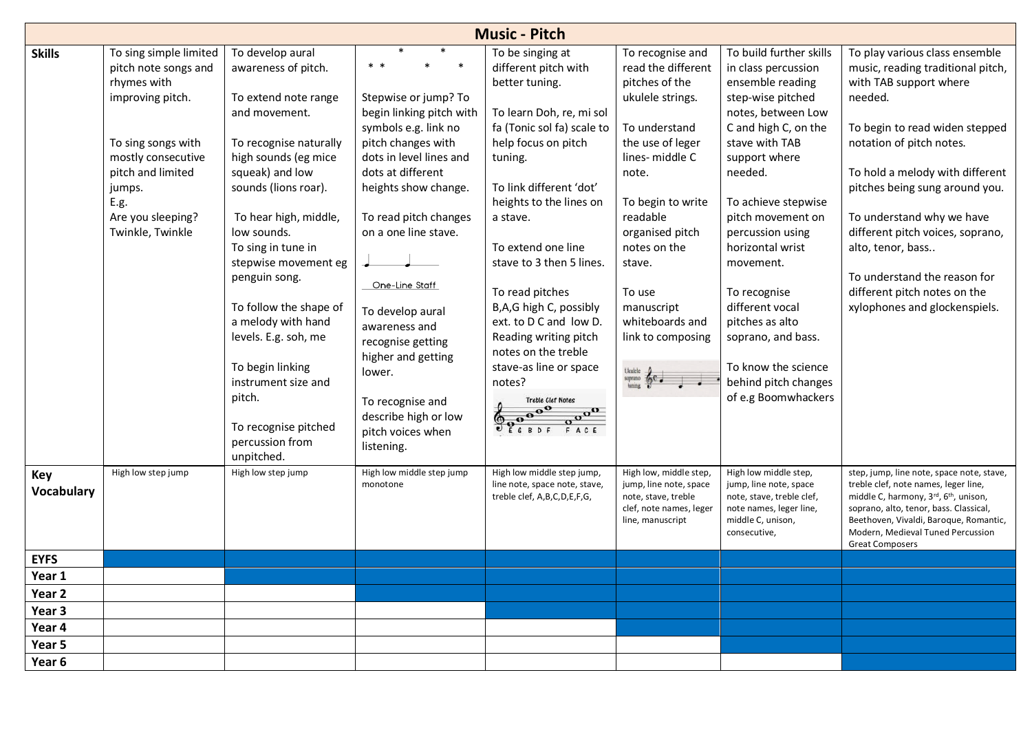# Music - Pitch

| | | | | | | | |
|---|---|---|---|---|---|---|---|
| **Skills** | To sing simple limited pitch note songs and rhymes with improving pitch.<br><br>To sing songs with mostly consecutive pitch and limited jumps.<br>E.g.<br>Are you sleeping?<br>Twinkle, Twinkle | To develop aural awareness of pitch.<br><br>To extend note range and movement.<br><br>To recognise naturally high sounds (eg mice squeak) and low sounds (lions roar).<br><br>To hear high, middle, low sounds.<br>To sing in tune in stepwise movement eg penguin song.<br><br>To follow the shape of a melody with hand levels. E.g. soh, me<br><br>To begin linking instrument size and pitch.<br><br>To recognise pitched percussion from unpitched. | * * * * *<br><br>Stepwise or jump? To begin linking pitch with symbols e.g. link no pitch changes with dots in level lines and dots at different heights show change.<br><br>To read pitch changes on a one line stave.<br><br>One-Line Staff<br><br>To develop aural awareness and recognise getting higher and getting lower.<br><br>To recognise and describe high or low pitch voices when listening. | To be singing at different pitch with better tuning.<br><br>To learn Doh, re, mi sol fa (Tonic sol fa) scale to help focus on pitch tuning.<br><br>To link different 'dot' heights to the lines on a stave.<br><br>To extend one line stave to 3 then 5 lines.<br><br>To read pitches B,A,G high C, possibly ext. to D C and low D. Reading writing pitch notes on the treble stave-as line or space notes?<br><br>Treble Clef Notes<br>E G B D F F A C E | To recognise and read the different pitches of the ukulele strings.<br><br>To understand the use of leger lines- middle C note.<br><br>To begin to write readable organised pitch notes on the stave.<br><br>To use manuscript whiteboards and link to composing<br><br>Ukulele soprano tuning | To build further skills in class percussion ensemble reading step-wise pitched notes, between Low C and high C, on the stave with TAB support where needed.<br><br>To achieve stepwise pitch movement on percussion using horizontal wrist movement.<br><br>To recognise different vocal pitches as alto soprano, and bass.<br><br>To know the science behind pitch changes of e.g Boomwhackers | To play various class ensemble music, reading traditional pitch, with TAB support where needed.<br><br>To begin to read widen stepped notation of pitch notes.<br><br>To hold a melody with different pitches being sung around you.<br><br>To understand why we have different pitch voices, soprano, alto, tenor, bass..<br><br>To understand the reason for different pitch notes on the xylophones and glockenspiels. |
| **Key Vocabulary** | High low step jump | High low step jump | High low middle step jump monotone | High low middle step jump, line note, space note, stave, treble clef, A,B,C,D,E,F,G, | High low, middle step, jump, line note, space note, stave, treble clef, note names, leger line, manuscript | High low middle step, jump, line note, space note, stave, treble clef, note names, leger line, middle C, unison, consecutive, | step, jump, line note, space note, stave, treble clef, note names, leger line, middle C, harmony, 3rd, 6th, unison, soprano, alto, tenor, bass. Classical, Beethoven, Vivaldi, Baroque, Romantic, Modern, Medieval Tuned Percussion Great Composers |
| **EYFS** | ■ | ■ | ■ | ■ | ■ | ■ | ■ |
| **Year 1** | | ■ | ■ | ■ | ■ | ■ | ■ |
| **Year 2** | | | ■ | ■ | ■ | ■ | ■ |
| **Year 3** | | | | ■ | ■ | ■ | ■ |
| **Year 4** | | | | | ■ | ■ | ■ |
| **Year 5** | | | | | | ■ | ■ |
| **Year 6** | | | | | | | ■ |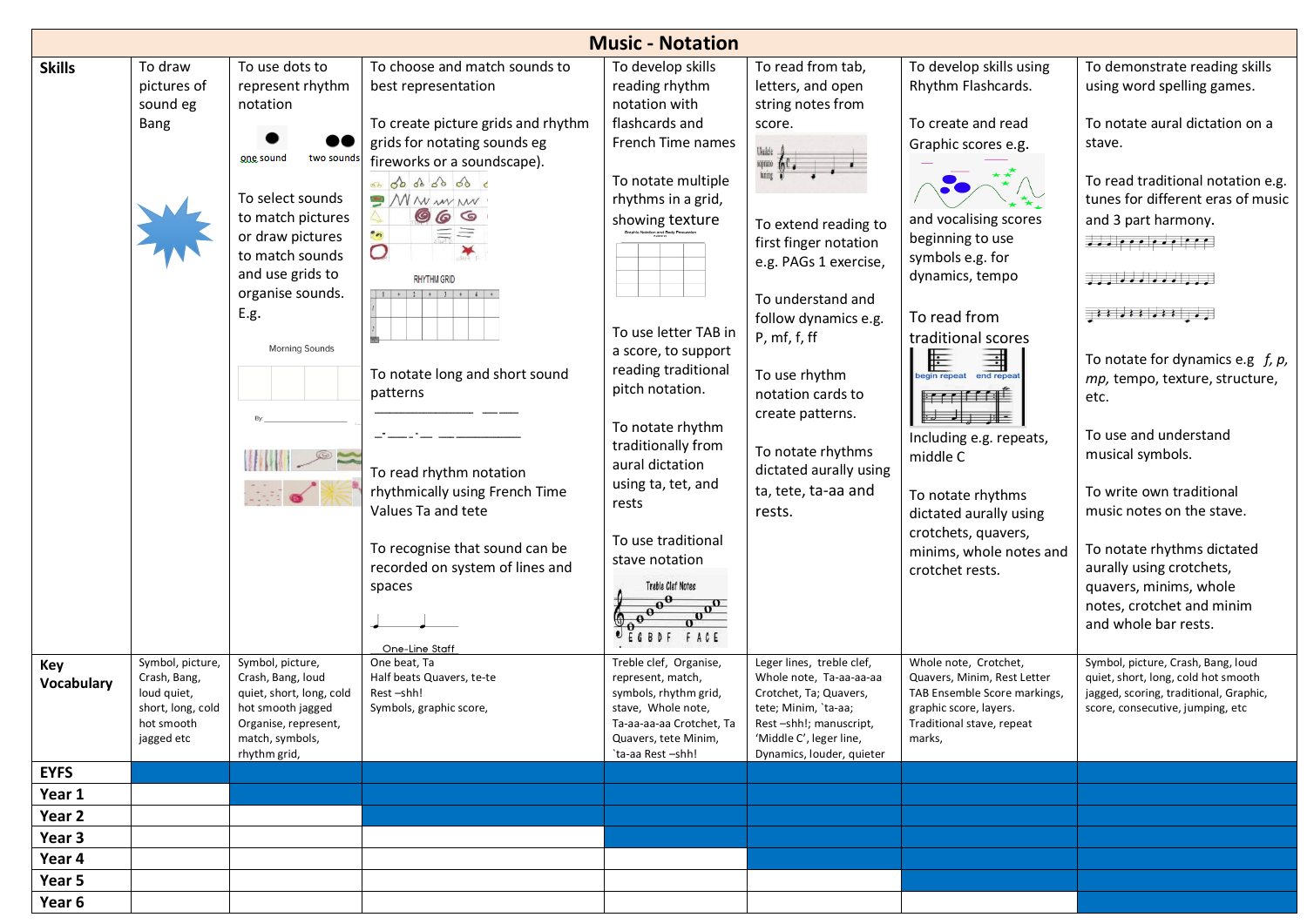# Music - Notation

| | | | | | | | |
|---|---|---|---|---|---|---|---|
| **Skills** | To draw pictures of sound eg Bang | To use dots to represent rhythm notation<br><br>one sound  two sounds<br><br>To select sounds to match pictures or draw pictures to match sounds and use grids to organise sounds. E.g.<br><br>Morning Sounds<br><br>By: | To choose and match sounds to best representation<br><br>To create picture grids and rhythm grids for notating sounds eg fireworks or a soundscape).<br><br>RHYTHM GRID<br><br>To notate long and short sound patterns<br><br>To read rhythm notation rhythmically using French Time Values Ta and tete<br><br>To recognise that sound can be recorded on system of lines and spaces<br><br>One-Line Staff | To develop skills reading rhythm notation with flashcards and French Time names<br><br>To notate multiple rhythms in a grid, showing texture<br><br>To use letter TAB in a score, to support reading traditional pitch notation.<br><br>To notate rhythm traditionally from aural dictation using ta, tet, and rests<br><br>To use traditional stave notation<br><br>Treble Clef Notes<br>E G B D F  F A C E | To read from tab, letters, and open string notes from score.<br><br>To extend reading to first finger notation e.g. PAGs 1 exercise,<br><br>To understand and follow dynamics e.g. P, mf, f, ff<br><br>To use rhythm notation cards to create patterns.<br><br>To notate rhythms dictated aurally using ta, tete, ta-aa and rests. | To develop skills using Rhythm Flashcards.<br><br>To create and read Graphic scores e.g.<br><br>and vocalising scores beginning to use symbols e.g. for dynamics, tempo<br><br>To read from traditional scores<br><br>begin repeat  end repeat<br><br>Including e.g. repeats, middle C<br><br>To notate rhythms dictated aurally using crotchets, quavers, minims, whole notes and crotchet rests. | To demonstrate reading skills using word spelling games.<br><br>To notate aural dictation on a stave.<br><br>To read traditional notation e.g. tunes for different eras of music and 3 part harmony.<br><br>To notate for dynamics e.g *f, p, mp,* tempo, texture, structure, etc.<br><br>To use and understand musical symbols.<br><br>To write own traditional music notes on the stave.<br><br>To notate rhythms dictated aurally using crotchets, quavers, minims, whole notes, crotchet and minim and whole bar rests. |
| **Key Vocabulary** | Symbol, picture, Crash, Bang, loud quiet, short, long, cold hot smooth jagged etc | Symbol, picture, Crash, Bang, loud quiet, short, long, cold hot smooth jagged Organise, represent, match, symbols, rhythm grid, | One beat, Ta<br>Half beats Quavers, te-te<br>Rest –shh!<br>Symbols, graphic score, | Treble clef, Organise, represent, match, symbols, rhythm grid, stave, Whole note, Ta-aa-aa-aa Crotchet, Ta Quavers, tete Minim, `ta-aa Rest –shh! | Leger lines, treble clef, Whole note, Ta-aa-aa-aa Crotchet, Ta; Quavers, tete; Minim, `ta-aa; Rest –shh!; manuscript, 'Middle C', leger line, Dynamics, louder, quieter | Whole note, Crotchet, Quavers, Minim, Rest Letter TAB Ensemble Score markings, graphic score, layers. Traditional stave, repeat marks, | Symbol, picture, Crash, Bang, loud quiet, short, long, cold hot smooth jagged, scoring, traditional, Graphic, score, consecutive, jumping, etc |
| **EYFS** | ■ | ■ | ■ | ■ | ■ | ■ | ■ |
| **Year 1** | | ■ | ■ | ■ | ■ | ■ | ■ |
| **Year 2** | | | ■ | ■ | ■ | ■ | ■ |
| **Year 3** | | | | ■ | ■ | ■ | ■ |
| **Year 4** | | | | | ■ | ■ | ■ |
| **Year 5** | | | | | | ■ | ■ |
| **Year 6** | | | | | | | ■ |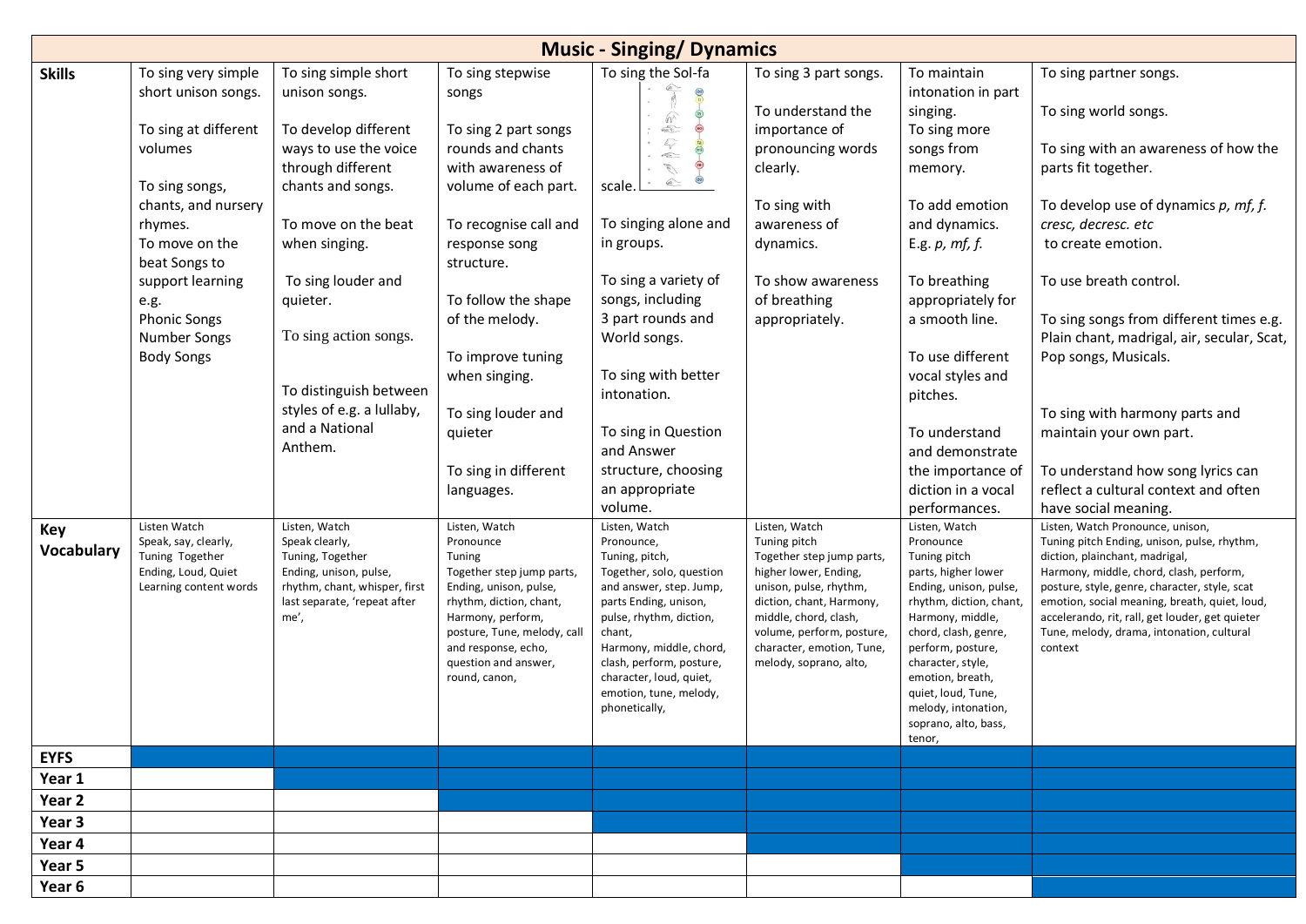# Music - Singing/ Dynamics

| | | | | | | | |
|---|---|---|---|---|---|---|---|
| **Skills** | To sing very simple short unison songs.<br><br>To sing at different volumes<br><br>To sing songs, chants, and nursery rhymes.<br>To move on the beat Songs to support learning e.g.<br>Phonic Songs<br>Number Songs<br>Body Songs | To sing simple short unison songs.<br><br>To develop different ways to use the voice through different chants and songs.<br><br>To move on the beat when singing.<br><br>To sing louder and quieter.<br><br>To sing action songs.<br><br>To distinguish between styles of e.g. a lullaby, and a National Anthem. | To sing stepwise songs<br><br>To sing 2 part songs rounds and chants with awareness of volume of each part.<br><br>To recognise call and response song structure.<br><br>To follow the shape of the melody.<br><br>To improve tuning when singing.<br><br>To sing louder and quieter<br><br>To sing in different languages. | To sing the Sol-fa scale.<br><br>To singing alone and in groups.<br><br>To sing a variety of songs, including 3 part rounds and World songs.<br><br>To sing with better intonation.<br><br>To sing in Question and Answer structure, choosing an appropriate volume. | To sing 3 part songs.<br><br>To understand the importance of pronouncing words clearly.<br><br>To sing with awareness of dynamics.<br><br>To show awareness of breathing appropriately. | To maintain intonation in part singing.<br>To sing more songs from memory.<br><br>To add emotion and dynamics. E.g. *p, mf, f.*<br><br>To breathing appropriately for a smooth line.<br><br>To use different vocal styles and pitches.<br><br>To understand and demonstrate the importance of diction in a vocal performances. | To sing partner songs.<br><br>To sing world songs.<br><br>To sing with an awareness of how the parts fit together.<br><br>To develop use of dynamics *p, mf, f. cresc, decresc. etc* to create emotion.<br><br>To use breath control.<br><br>To sing songs from different times e.g. Plain chant, madrigal, air, secular, Scat, Pop songs, Musicals.<br><br>To sing with harmony parts and maintain your own part.<br><br>To understand how song lyrics can reflect a cultural context and often have social meaning. |
| **Key Vocabulary** | Listen Watch<br>Speak, say, clearly,<br>Tuning Together<br>Ending, Loud, Quiet<br>Learning content words | Listen, Watch<br>Speak clearly,<br>Tuning, Together<br>Ending, unison, pulse, rhythm, chant, whisper, first last separate, 'repeat after me', | Listen, Watch<br>Pronounce<br>Tuning<br>Together step jump parts, Ending, unison, pulse, rhythm, diction, chant, Harmony, perform, posture, Tune, melody, call and response, echo, question and answer, round, canon, | Listen, Watch<br>Pronounce,<br>Tuning, pitch,<br>Together, solo, question and answer, step. Jump, parts Ending, unison, pulse, rhythm, diction, chant,<br>Harmony, middle, chord, clash, perform, posture, character, loud, quiet, emotion, tune, melody, phonetically, | Listen, Watch<br>Tuning pitch<br>Together step jump parts, higher lower, Ending, unison, pulse, rhythm, diction, chant, Harmony, middle, chord, clash, volume, perform, posture, character, emotion, Tune, melody, soprano, alto, | Listen, Watch<br>Pronounce<br>Tuning pitch<br>parts, higher lower<br>Ending, unison, pulse, rhythm, diction, chant, Harmony, middle, chord, clash, genre, perform, posture, character, style, emotion, breath, quiet, loud, Tune, melody, intonation, soprano, alto, bass, tenor, | Listen, Watch Pronounce, unison, Tuning pitch Ending, unison, pulse, rhythm, diction, plainchant, madrigal, Harmony, middle, chord, clash, perform, posture, style, genre, character, style, scat emotion, social meaning, breath, quiet, loud, accelerando, rit, rall, get louder, get quieter Tune, melody, drama, intonation, cultural context |
| **EYFS** | ■ | ■ | ■ | ■ | ■ | ■ | ■ |
| **Year 1** | | ■ | ■ | ■ | ■ | ■ | ■ |
| **Year 2** | | | ■ | ■ | ■ | ■ | ■ |
| **Year 3** | | | | ■ | ■ | ■ | ■ |
| **Year 4** | | | | | ■ | ■ | ■ |
| **Year 5** | | | | | | ■ | ■ |
| **Year 6** | | | | | | | ■ |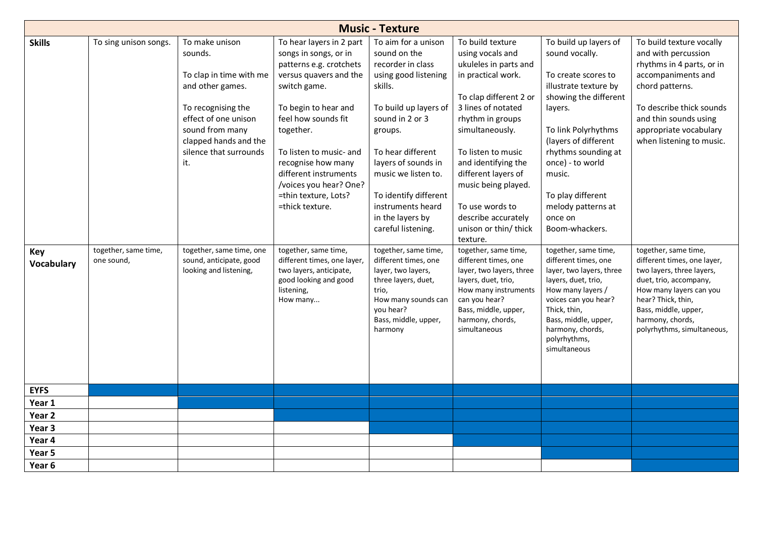# Music - Texture

| | | | | | | | |
|---|---|---|---|---|---|---|---|
| **Skills** | To sing unison songs. | To make unison sounds.<br><br>To clap in time with me and other games.<br><br>To recognising the effect of one unison sound from many clapped hands and the silence that surrounds it. | To hear layers in 2 part songs in songs, or in patterns e.g. crotchets versus quavers and the switch game.<br><br>To begin to hear and feel how sounds fit together.<br><br>To listen to music- and recognise how many different instruments /voices you hear? One? =thin texture, Lots? =thick texture. | To aim for a unison sound on the recorder in class using good listening skills.<br><br>To build up layers of sound in 2 or 3 groups.<br><br>To hear different layers of sounds in music we listen to.<br><br>To identify different instruments heard in the layers by careful listening. | To build texture using vocals and ukuleles in parts and in practical work.<br><br>To clap different 2 or 3 lines of notated rhythm in groups simultaneously.<br><br>To listen to music and identifying the different layers of music being played.<br><br>To use words to describe accurately unison or thin/ thick texture. | To build up layers of sound vocally.<br><br>To create scores to illustrate texture by showing the different layers.<br><br>To link Polyrhythms (layers of different rhythms sounding at once) - to world music.<br><br>To play different melody patterns at once on Boom-whackers. | To build texture vocally and with percussion rhythms in 4 parts, or in accompaniments and chord patterns.<br><br>To describe thick sounds and thin sounds using appropriate vocabulary when listening to music. |
| **Key Vocabulary** | together, same time, one sound, | together, same time, one sound, anticipate, good looking and listening, | together, same time, different times, one layer, two layers, anticipate, good looking and good listening,<br>How many... | together, same time, different times, one layer, two layers, three layers, duet, trio,<br>How many sounds can you hear?<br>Bass, middle, upper, harmony | together, same time, different times, one layer, two layers, three layers, duet, trio,<br>How many instruments can you hear?<br>Bass, middle, upper, harmony, chords, simultaneous | together, same time, different times, one layer, two layers, three layers, duet, trio,<br>How many layers / voices can you hear?<br>Thick, thin,<br>Bass, middle, upper, harmony, chords, polyrhythms, simultaneous | together, same time, different times, one layer, two layers, three layers, duet, trio, accompany,<br>How many layers can you hear? Thick, thin,<br>Bass, middle, upper, harmony, chords, polyrhythms, simultaneous, |
| **EYFS** | ■ | ■ | ■ | ■ | ■ | ■ | ■ |
| **Year 1** | | ■ | ■ | ■ | ■ | ■ | ■ |
| **Year 2** | | | ■ | ■ | ■ | ■ | ■ |
| **Year 3** | | | | ■ | ■ | ■ | ■ |
| **Year 4** | | | | | ■ | ■ | ■ |
| **Year 5** | | | | | | ■ | ■ |
| **Year 6** | | | | | | | ■ |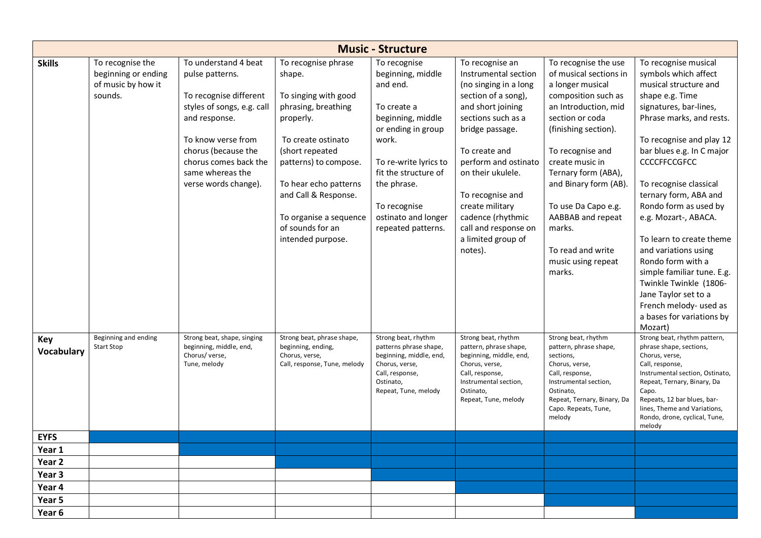| Music - Structure | | | | | | | |
|---|---|---|---|---|---|---|---|
| **Skills** | To recognise the beginning or ending of music by how it sounds. | To understand 4 beat pulse patterns.<br><br>To recognise different styles of songs, e.g. call and response.<br><br>To know verse from chorus (because the chorus comes back the same whereas the verse words change). | To recognise phrase shape.<br><br>To singing with good phrasing, breathing properly.<br><br>To create ostinato (short repeated patterns) to compose.<br><br>To hear echo patterns and Call & Response.<br><br>To organise a sequence of sounds for an intended purpose. | To recognise beginning, middle and end.<br><br>To create a beginning, middle or ending in group work.<br><br>To re-write lyrics to fit the structure of the phrase.<br><br>To recognise ostinato and longer repeated patterns. | To recognise an Instrumental section (no singing in a long section of a song), and short joining sections such as a bridge passage.<br><br>To create and perform and ostinato on their ukulele.<br><br>To recognise and create military cadence (rhythmic call and response on a limited group of notes). | To recognise the use of musical sections in a longer musical composition such as an Introduction, mid section or coda (finishing section).<br><br>To recognise and create music in Ternary form (ABA), and Binary form (AB).<br><br>To use Da Capo e.g. AABBAB and repeat marks.<br><br>To read and write music using repeat marks. | To recognise musical symbols which affect musical structure and shape e.g. Time signatures, bar-lines, Phrase marks, and rests.<br><br>To recognise and play 12 bar blues e.g. In C major CCCCFFCCGFCC<br><br>To recognise classical ternary form, ABA and Rondo form as used by e.g. Mozart-, ABACA.<br><br>To learn to create theme and variations using Rondo form with a simple familiar tune. E.g. Twinkle Twinkle (1806- Jane Taylor set to a French melody- used as a bases for variations by Mozart) |
| **Key Vocabulary** | Beginning and ending<br>Start Stop | Strong beat, shape, singing beginning, middle, end,<br>Chorus/ verse,<br>Tune, melody | Strong beat, phrase shape, beginning, ending,<br>Chorus, verse,<br>Call, response, Tune, melody | Strong beat, rhythm patterns phrase shape, beginning, middle, end,<br>Chorus, verse,<br>Call, response,<br>Ostinato,<br>Repeat, Tune, melody | Strong beat, rhythm pattern, phrase shape, beginning, middle, end,<br>Chorus, verse,<br>Call, response,<br>Instrumental section,<br>Ostinato,<br>Repeat, Tune, melody | Strong beat, rhythm pattern, phrase shape, sections,<br>Chorus, verse,<br>Call, response,<br>Instrumental section,<br>Ostinato,<br>Repeat, Ternary, Binary, Da Capo. Repeats, Tune, melody | Strong beat, rhythm pattern, phrase shape, sections,<br>Chorus, verse,<br>Call, response,<br>Instrumental section, Ostinato, Repeat, Ternary, Binary, Da Capo.<br>Repeats, 12 bar blues, bar-lines, Theme and Variations, Rondo, drone, cyclical, Tune, melody |
| **EYFS** | | | | | | | |
| **Year 1** | | | | | | | |
| **Year 2** | | | | | | | |
| **Year 3** | | | | | | | |
| **Year 4** | | | | | | | |
| **Year 5** | | | | | | | |
| **Year 6** | | | | | | | |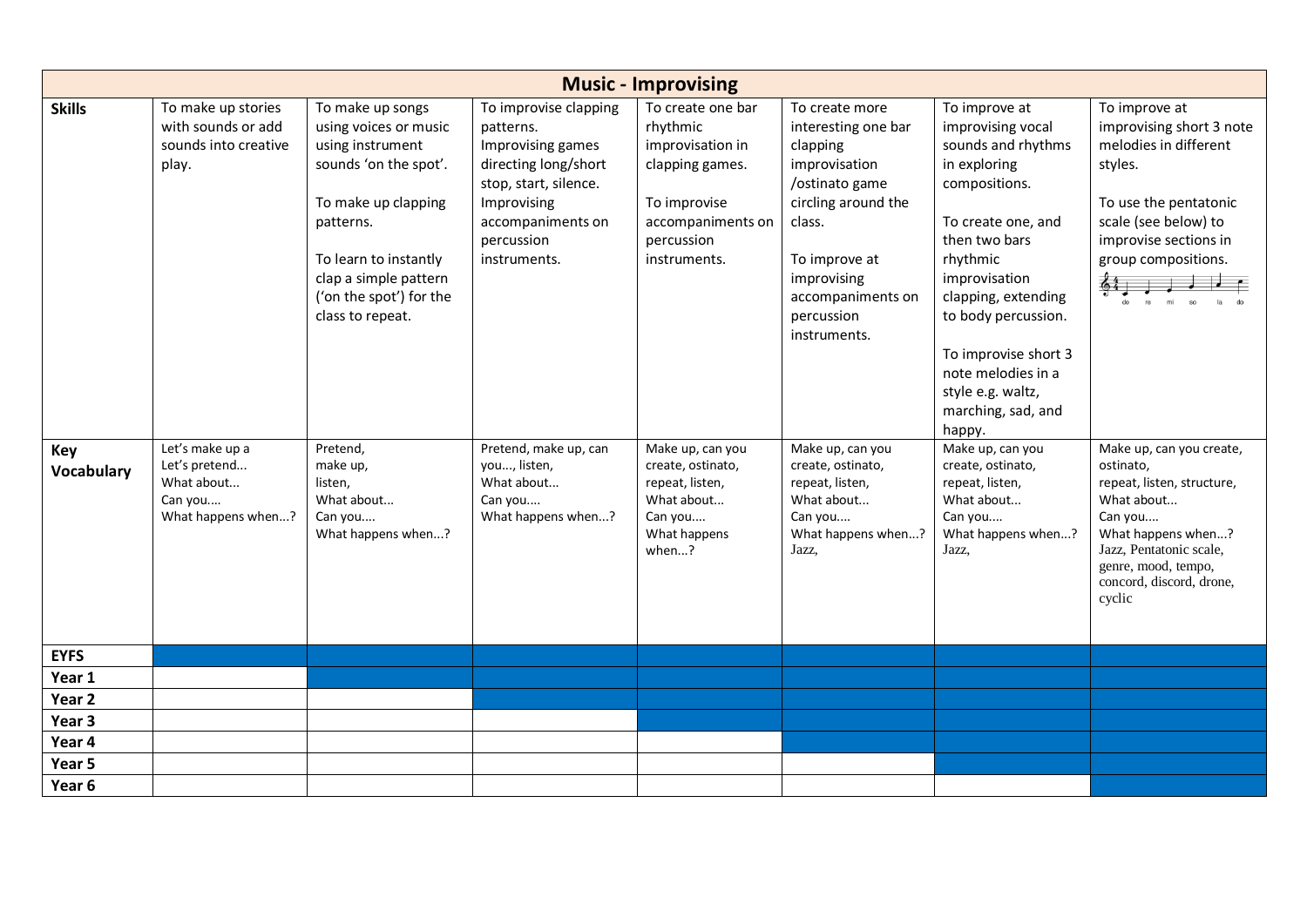| Music - Improvising | | | | | | | |
|---|---|---|---|---|---|---|---|
| **Skills** | To make up stories with sounds or add sounds into creative play. | To make up songs using voices or music using instrument sounds 'on the spot'.<br><br>To make up clapping patterns.<br><br>To learn to instantly clap a simple pattern ('on the spot') for the class to repeat. | To improvise clapping patterns.<br>Improvising games directing long/short stop, start, silence.<br>Improvising accompaniments on percussion instruments. | To create one bar rhythmic improvisation in clapping games.<br><br>To improvise accompaniments on percussion instruments. | To create more interesting one bar clapping improvisation /ostinato game circling around the class.<br><br>To improve at improvising accompaniments on percussion instruments. | To improve at improvising vocal sounds and rhythms in exploring compositions.<br><br>To create one, and then two bars rhythmic improvisation clapping, extending to body percussion.<br><br>To improvise short 3 note melodies in a style e.g. waltz, marching, sad, and happy. | To improve at improvising short 3 note melodies in different styles.<br><br>To use the pentatonic scale (see below) to improvise sections in group compositions.<br>do re mi so la do |
| **Key Vocabulary** | Let's make up a<br>Let's pretend...<br>What about...<br>Can you....<br>What happens when...? | Pretend,<br>make up,<br>listen,<br>What about...<br>Can you....<br>What happens when...? | Pretend, make up, can you..., listen,<br>What about...<br>Can you....<br>What happens when...? | Make up, can you create, ostinato, repeat, listen,<br>What about...<br>Can you....<br>What happens when...? | Make up, can you create, ostinato, repeat, listen,<br>What about...<br>Can you....<br>What happens when...?<br>Jazz, | Make up, can you create, ostinato, repeat, listen,<br>What about...<br>Can you....<br>What happens when...?<br>Jazz, | Make up, can you create, ostinato,<br>repeat, listen, structure,<br>What about...<br>Can you....<br>What happens when...?<br>Jazz, Pentatonic scale, genre, mood, tempo, concord, discord, drone, cyclic |
| **EYFS** | ■ | ■ | ■ | ■ | ■ | ■ | ■ |
| **Year 1** | | ■ | ■ | ■ | ■ | ■ | ■ |
| **Year 2** | | | ■ | ■ | ■ | ■ | ■ |
| **Year 3** | | | | ■ | ■ | ■ | ■ |
| **Year 4** | | | | | ■ | ■ | ■ |
| **Year 5** | | | | | | ■ | ■ |
| **Year 6** | | | | | | | ■ |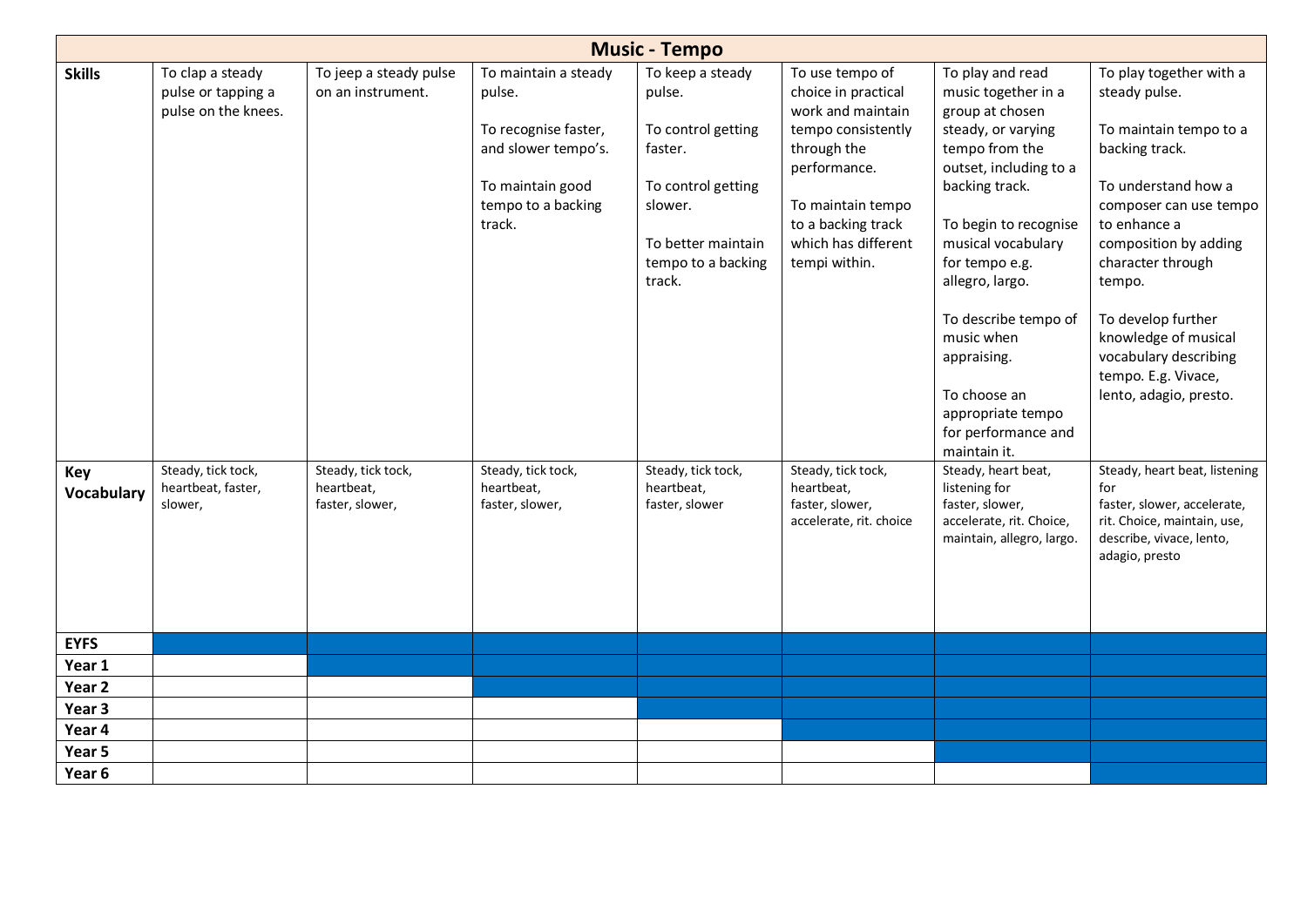# Music - Tempo

| | | | | | | | |
|---|---|---|---|---|---|---|---|
| **Skills** | To clap a steady pulse or tapping a pulse on the knees. | To jeep a steady pulse on an instrument. | To maintain a steady pulse.<br><br>To recognise faster, and slower tempo's.<br><br>To maintain good tempo to a backing track. | To keep a steady pulse.<br><br>To control getting faster.<br><br>To control getting slower.<br><br>To better maintain tempo to a backing track. | To use tempo of choice in practical work and maintain tempo consistently through the performance.<br><br>To maintain tempo to a backing track which has different tempi within. | To play and read music together in a group at chosen steady, or varying tempo from the outset, including to a backing track.<br><br>To begin to recognise musical vocabulary for tempo e.g. allegro, largo.<br><br>To describe tempo of music when appraising.<br><br>To choose an appropriate tempo for performance and maintain it. | To play together with a steady pulse.<br><br>To maintain tempo to a backing track.<br><br>To understand how a composer can use tempo to enhance a composition by adding character through tempo.<br><br>To develop further knowledge of musical vocabulary describing tempo. E.g. Vivace, lento, adagio, presto. |
| **Key Vocabulary** | Steady, tick tock, heartbeat, faster, slower, | Steady, tick tock, heartbeat, faster, slower, | Steady, tick tock, heartbeat, faster, slower, | Steady, tick tock, heartbeat, faster, slower | Steady, tick tock, heartbeat, faster, slower, accelerate, rit. choice | Steady, heart beat, listening for faster, slower, accelerate, rit. Choice, maintain, allegro, largo. | Steady, heart beat, listening for faster, slower, accelerate, rit. Choice, maintain, use, describe, vivace, lento, adagio, presto |
| **EYFS** | ■ | ■ | ■ | ■ | ■ | ■ | ■ |
| **Year 1** | | ■ | ■ | ■ | ■ | ■ | ■ |
| **Year 2** | | | ■ | ■ | ■ | ■ | ■ |
| **Year 3** | | | | ■ | ■ | ■ | ■ |
| **Year 4** | | | | | ■ | ■ | ■ |
| **Year 5** | | | | | | ■ | ■ |
| **Year 6** | | | | | | | ■ |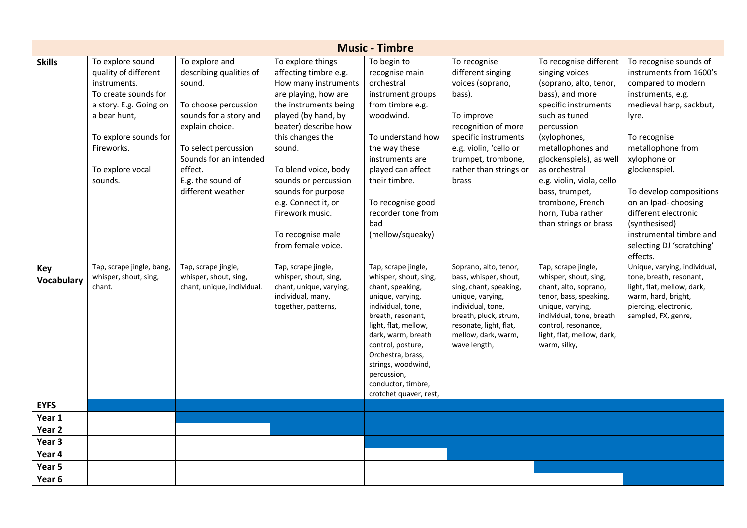| Music - Timbre | | | | | | | |
|---|---|---|---|---|---|---|---|
| **Skills** | To explore sound quality of different instruments.<br>To create sounds for a story. E.g. Going on a bear hunt,<br><br>To explore sounds for Fireworks.<br><br>To explore vocal sounds. | To explore and describing qualities of sound.<br><br>To choose percussion sounds for a story and explain choice.<br><br>To select percussion Sounds for an intended effect.<br>E.g. the sound of different weather | To explore things affecting timbre e.g. How many instruments are playing, how are the instruments being played (by hand, by beater) describe how this changes the sound.<br><br>To blend voice, body sounds or percussion sounds for purpose e.g. Connect it, or Firework music.<br><br>To recognise male from female voice. | To begin to recognise main orchestral instrument groups from timbre e.g. woodwind.<br><br>To understand how the way these instruments are played can affect their timbre.<br><br>To recognise good recorder tone from bad (mellow/squeaky) | To recognise different singing voices (soprano, bass).<br><br>To improve recognition of more specific instruments e.g. violin, 'cello or trumpet, trombone, rather than strings or brass | To recognise different singing voices (soprano, alto, tenor, bass), and more specific instruments such as tuned percussion (xylophones, metallophones and glockenspiels), as well as orchestral e.g. violin, viola, cello bass, trumpet, trombone, French horn, Tuba rather than strings or brass | To recognise sounds of instruments from 1600's compared to modern instruments, e.g. medieval harp, sackbut, lyre.<br><br>To recognise metallophone from xylophone or glockenspiel.<br><br>To develop compositions on an Ipad- choosing different electronic (synthesised) instrumental timbre and selecting DJ 'scratching' effects. |
| **Key Vocabulary** | Tap, scrape jingle, bang, whisper, shout, sing, chant. | Tap, scrape jingle, whisper, shout, sing, chant, unique, individual. | Tap, scrape jingle, whisper, shout, sing, chant, unique, varying, individual, many, together, patterns, | Tap, scrape jingle, whisper, shout, sing, chant, speaking, unique, varying, individual, tone, breath, resonant, light, flat, mellow, dark, warm, breath control, posture, Orchestra, brass, strings, woodwind, percussion, conductor, timbre, crotchet quaver, rest, | Soprano, alto, tenor, bass, whisper, shout, sing, chant, speaking, unique, varying, individual, tone, breath, pluck, strum, resonate, light, flat, mellow, dark, warm, wave length, | Tap, scrape jingle, whisper, shout, sing, chant, alto, soprano, tenor, bass, speaking, unique, varying, individual, tone, breath control, resonance, light, flat, mellow, dark, warm, silky, | Unique, varying, individual, tone, breath, resonant, light, flat, mellow, dark, warm, hard, bright, piercing, electronic, sampled, FX, genre, |
| **EYFS** | ■ | ■ | ■ | ■ | ■ | ■ | ■ |
| **Year 1** | | ■ | ■ | ■ | ■ | ■ | ■ |
| **Year 2** | | | ■ | ■ | ■ | ■ | ■ |
| **Year 3** | | | | ■ | ■ | ■ | ■ |
| **Year 4** | | | | | ■ | ■ | ■ |
| **Year 5** | | | | | | ■ | ■ |
| **Year 6** | | | | | | | ■ |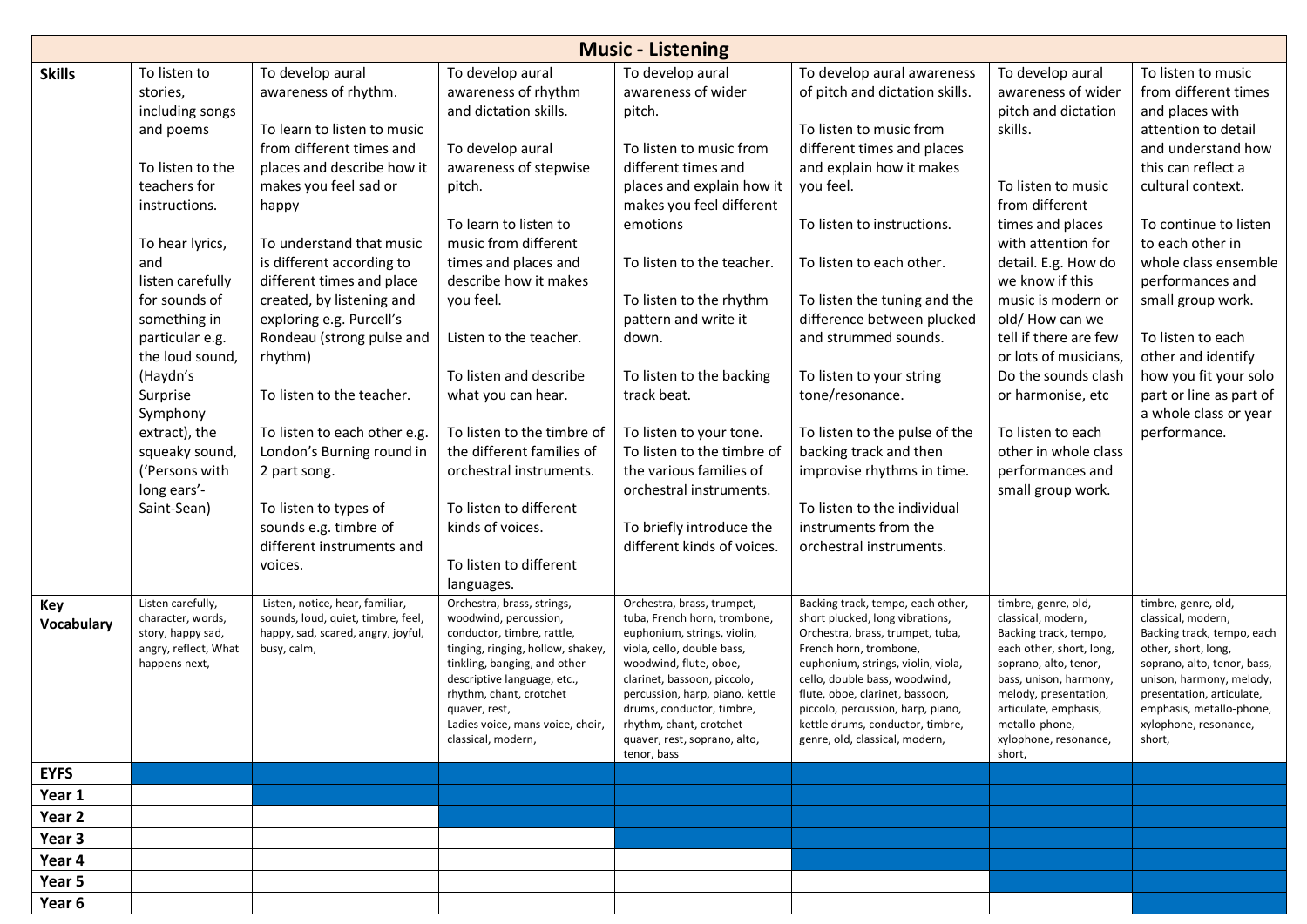# Music - Listening

| | | | | | | | |
|---|---|---|---|---|---|---|---|
| **Skills** | To listen to stories, including songs and poems<br><br>To listen to the teachers for instructions.<br><br>To hear lyrics, and listen carefully for sounds of something in particular e.g. the loud sound, (Haydn's Surprise Symphony extract), the squeaky sound, ('Persons with long ears'- Saint-Sean) | To develop aural awareness of rhythm.<br><br>To learn to listen to music from different times and places and describe how it makes you feel sad or happy<br><br>To understand that music is different according to different times and place created, by listening and exploring e.g. Purcell's Rondeau (strong pulse and rhythm)<br><br>To listen to the teacher.<br><br>To listen to each other e.g. London's Burning round in 2 part song.<br><br>To listen to types of sounds e.g. timbre of different instruments and voices. | To develop aural awareness of rhythm and dictation skills.<br><br>To develop aural awareness of stepwise pitch.<br><br>To learn to listen to music from different times and places and describe how it makes you feel.<br><br>Listen to the teacher.<br><br>To listen and describe what you can hear.<br><br>To listen to the timbre of the different families of orchestral instruments.<br><br>To listen to different kinds of voices.<br><br>To listen to different languages. | To develop aural awareness of wider pitch.<br><br>To listen to music from different times and places and explain how it makes you feel different emotions<br><br>To listen to the teacher.<br><br>To listen to the rhythm pattern and write it down.<br><br>To listen to the backing track beat.<br><br>To listen to your tone.<br>To listen to the timbre of the various families of orchestral instruments.<br><br>To briefly introduce the different kinds of voices. | To develop aural awareness of pitch and dictation skills.<br><br>To listen to music from different times and places and explain how it makes you feel.<br><br>To listen to instructions.<br><br>To listen to each other.<br><br>To listen the tuning and the difference between plucked and strummed sounds.<br><br>To listen to your string tone/resonance.<br><br>To listen to the pulse of the backing track and then improvise rhythms in time.<br><br>To listen to the individual instruments from the orchestral instruments. | To develop aural awareness of wider pitch and dictation skills.<br><br>To listen to music from different times and places with attention for detail. E.g. How do we know if this music is modern or old/ How can we tell if there are few or lots of musicians, Do the sounds clash or harmonise, etc<br><br>To listen to each other in whole class performances and small group work. | To listen to music from different times and places with attention to detail and understand how this can reflect a cultural context.<br><br>To continue to listen to each other in whole class ensemble performances and small group work.<br><br>To listen to each other and identify how you fit your solo part or line as part of a whole class or year performance. |
| **Key Vocabulary** | Listen carefully, character, words, story, happy sad, angry, reflect, What happens next, | Listen, notice, hear, familiar, sounds, loud, quiet, timbre, feel, happy, sad, scared, angry, joyful, busy, calm, | Orchestra, brass, strings, woodwind, percussion, conductor, timbre, rattle, tinging, ringing, hollow, shakey, tinkling, banging, and other descriptive language, etc., rhythm, chant, crotchet quaver, rest,<br>Ladies voice, mans voice, choir, classical, modern, | Orchestra, brass, trumpet, tuba, French horn, trombone, euphonium, strings, violin, viola, cello, double bass, woodwind, flute, oboe, clarinet, bassoon, piccolo, percussion, harp, piano, kettle drums, conductor, timbre, rhythm, chant, crotchet quaver, rest, soprano, alto, tenor, bass | Backing track, tempo, each other, short plucked, long vibrations, Orchestra, brass, trumpet, tuba, French horn, trombone, euphonium, strings, violin, viola, cello, double bass, woodwind, flute, oboe, clarinet, bassoon, piccolo, percussion, harp, piano, kettle drums, conductor, timbre, genre, old, classical, modern, | timbre, genre, old, classical, modern, Backing track, tempo, each other, short, long, soprano, alto, tenor, bass, unison, harmony, melody, presentation, articulate, emphasis, metallo-phone, xylophone, resonance, short, | timbre, genre, old, classical, modern, Backing track, tempo, each other, short, long, soprano, alto, tenor, bass, unison, harmony, melody, presentation, articulate, emphasis, metallo-phone, xylophone, resonance, short, |
| **EYFS** | | | | | | | |
| **Year 1** | | | | | | | |
| **Year 2** | | | | | | | |
| **Year 3** | | | | | | | |
| **Year 4** | | | | | | | |
| **Year 5** | | | | | | | |
| **Year 6** | | | | | | | |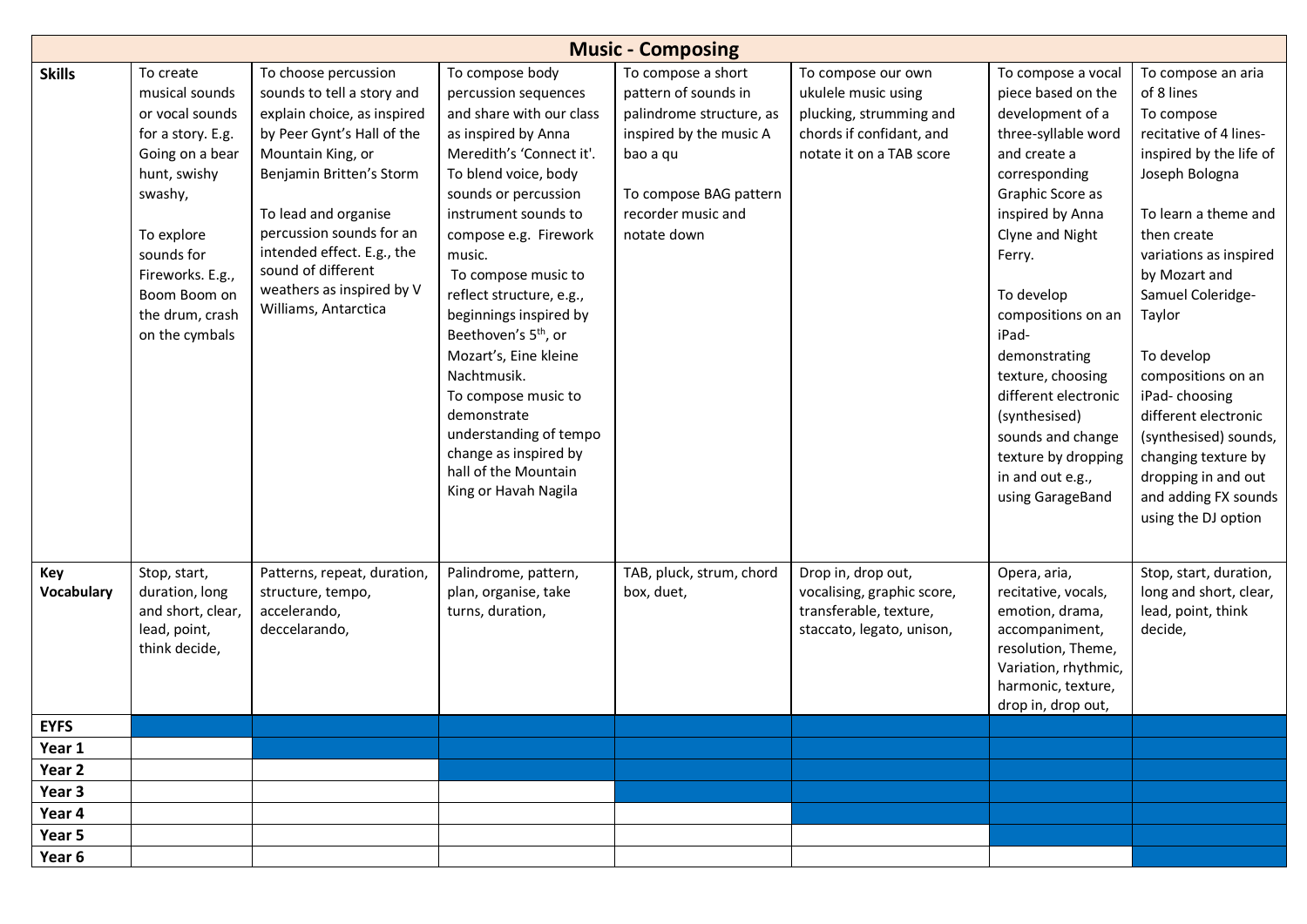| Music - Composing | | | | | | | |
|---|---|---|---|---|---|---|---|
| **Skills** | To create musical sounds or vocal sounds for a story. E.g. Going on a bear hunt, swishy swashy,<br><br>To explore sounds for Fireworks. E.g., Boom Boom on the drum, crash on the cymbals | To choose percussion sounds to tell a story and explain choice, as inspired by Peer Gynt's Hall of the Mountain King, or Benjamin Britten's Storm<br><br>To lead and organise percussion sounds for an intended effect. E.g., the sound of different weathers as inspired by V Williams, Antarctica | To compose body percussion sequences and share with our class as inspired by Anna Meredith's 'Connect it'.<br>To blend voice, body sounds or percussion instrument sounds to compose e.g. Firework music.<br>To compose music to reflect structure, e.g., beginnings inspired by Beethoven's 5th, or Mozart's, Eine kleine Nachtmusik.<br>To compose music to demonstrate understanding of tempo change as inspired by hall of the Mountain King or Havah Nagila | To compose a short pattern of sounds in palindrome structure, as inspired by the music A bao a qu<br><br>To compose BAG pattern recorder music and notate down | To compose our own ukulele music using plucking, strumming and chords if confidant, and notate it on a TAB score | To compose a vocal piece based on the development of a three-syllable word and create a corresponding Graphic Score as inspired by Anna Clyne and Night Ferry.<br><br>To develop compositions on an iPad- demonstrating texture, choosing different electronic (synthesised) sounds and change texture by dropping in and out e.g., using GarageBand | To compose an aria of 8 lines<br>To compose recitative of 4 lines- inspired by the life of Joseph Bologna<br><br>To learn a theme and then create variations as inspired by Mozart and Samuel Coleridge-Taylor<br><br>To develop compositions on an iPad- choosing different electronic (synthesised) sounds, changing texture by dropping in and out and adding FX sounds using the DJ option |
| **Key Vocabulary** | Stop, start, duration, long and short, clear, lead, point, think decide, | Patterns, repeat, duration, structure, tempo, accelerando, deccelarando, | Palindrome, pattern, plan, organise, take turns, duration, | TAB, pluck, strum, chord box, duet, | Drop in, drop out, vocalising, graphic score, transferable, texture, staccato, legato, unison, | Opera, aria, recitative, vocals, emotion, drama, accompaniment, resolution, Theme, Variation, rhythmic, harmonic, texture, drop in, drop out, | Stop, start, duration, long and short, clear, lead, point, think decide, |
| **EYFS** | ■ | ■ | ■ | ■ | ■ | ■ | ■ |
| **Year 1** | | ■ | ■ | ■ | ■ | ■ | ■ |
| **Year 2** | | | ■ | ■ | ■ | ■ | ■ |
| **Year 3** | | | | ■ | ■ | ■ | ■ |
| **Year 4** | | | | | ■ | ■ | ■ |
| **Year 5** | | | | | | ■ | ■ |
| **Year 6** | | | | | | | ■ |